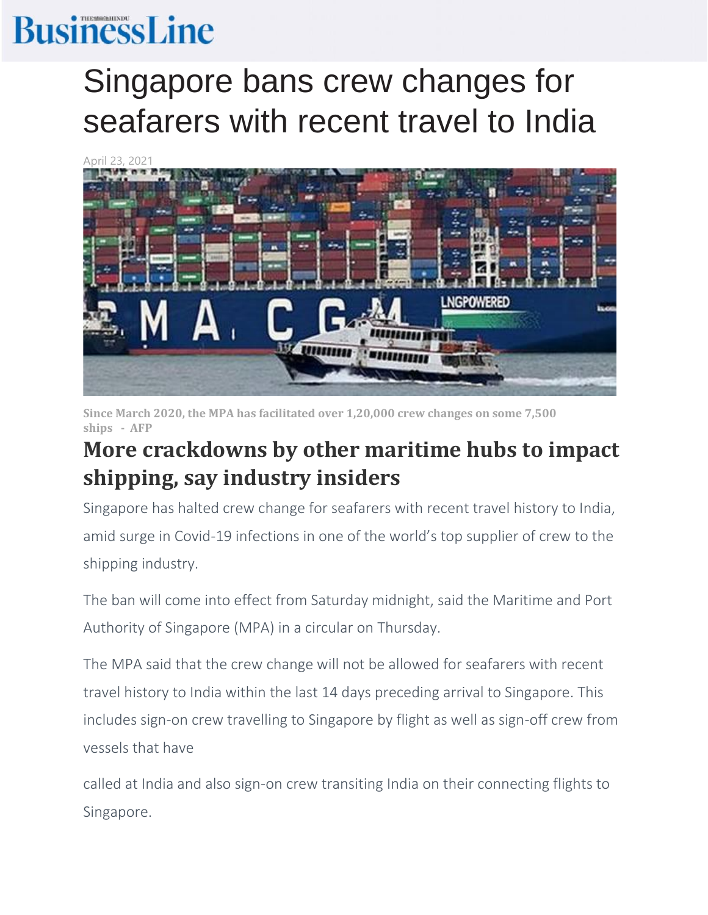BusinessLine

# Singapore bans crew changes for seafarers with recent travel to India

April 23, 2021

Since March 2020, the MPA has facilitated over 1,20,000 crew changes on some 7,500 ships - AFP

## More crackdowns by other maritime hubs to impact shipping, say industry insiders

Singapore has halted crew change for seafarers with recent travel history to India, amid surge in Covid-19 infections in one of the world's top supplier of crew to the shipping industry.

The ban will come into effect from Saturday midnight, said the Maritime and Port Authority of Singapore (MPA) in a circular on Thursday.

The MPA said that the crew change will not be allowed for seafarers with recent travel history to India within the last 14 days preceding arrival to Singapore. This includes sign-on crew travelling to Singapore by flight as well as sign-off crew from vessels that have called at India and also sign-on crew transiting India on their connecting flights to Singapore.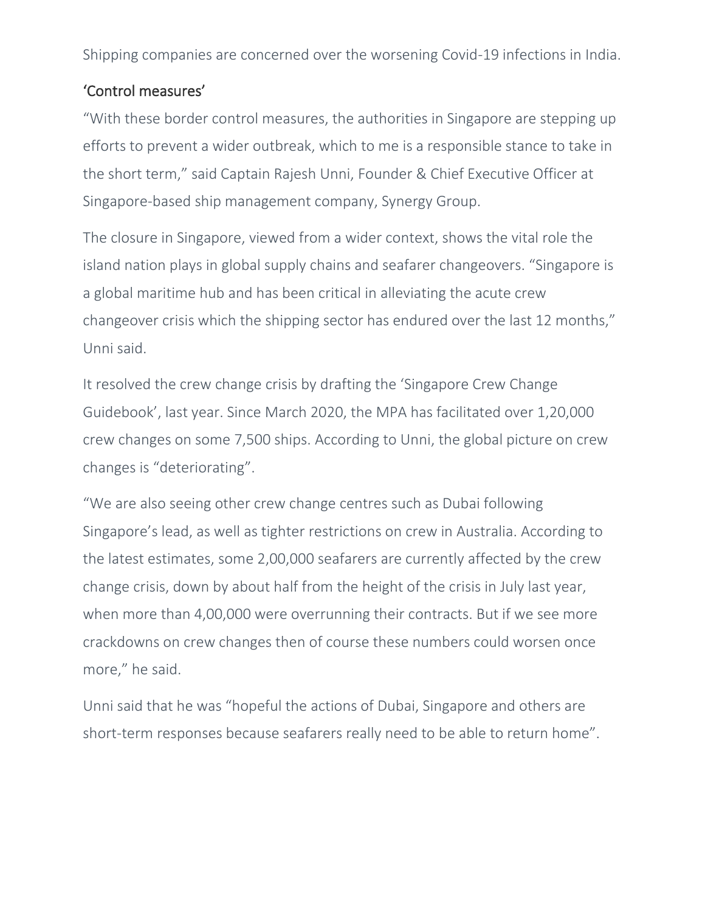Shipping companies are concerned over the worsening Covid-19 infections in India.

## 'Control measures'

"With these border control measures, the authorities in Singapore are stepping up efforts to prevent a wider outbreak, which to me is a responsible stance to take in the short term," said Captain Rajesh Unni, Founder & Chief Executive Officer at Singapore-based ship management company, Synergy Group.

The closure in Singapore, viewed from a wider context, shows the vital role the island nation plays in global supply chains and seafarer changeovers. "Singapore is a global maritime hub and has been critical in alleviating the acute crew changeover crisis which the shipping sector has endured over the last 12 months," Unni said.

It resolved the crew change crisis by drafting the 'Singapore Crew Change Guidebook', last year. Since March 2020, the MPA has facilitated over 1,20,000 crew changes on some 7,500 ships. According to Unni, the global picture on crew changes is "deteriorating".

"We are also seeing other crew change centres such as Dubai following Singapore's lead, as well as tighter restrictions on crew in Australia. According to the latest estimates, some 2,00,000 seafarers are currently affected by the crew change crisis, down by about half from the height of the crisis in July last year, when more than 4,00,000 were overrunning their contracts. But if we see more crackdowns on crew changes then of course these numbers could worsen once more," he said.

Unni said that he was "hopeful the actions of Dubai, Singapore and others are short-term responses because seafarers really need to be able to return home".